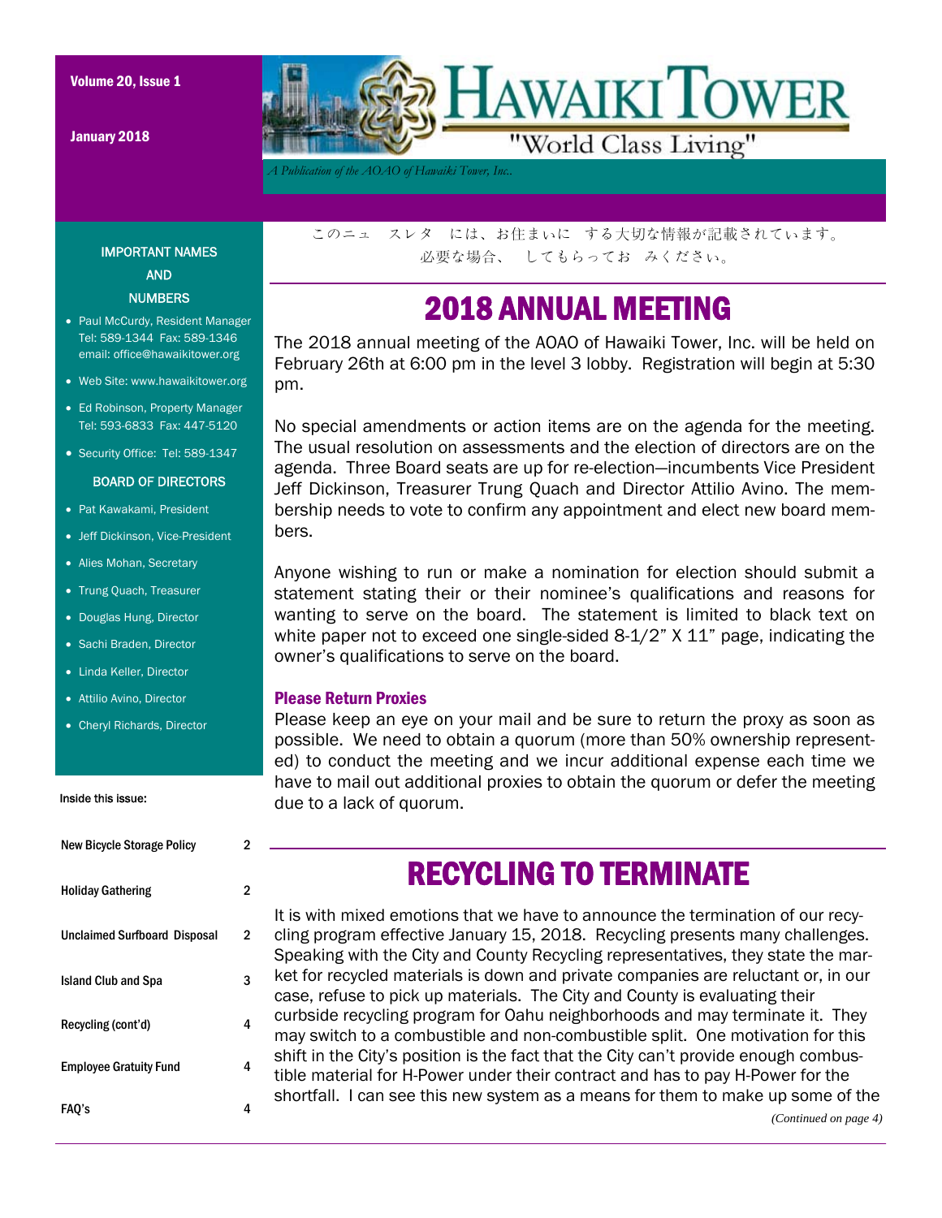# HAWAIKI TOWER

"World Class Living"

*A Publication of the AOAO of Hawaiki Tower, Inc.*

Volume 20, Issue 1

January 2018

このニュ　スレタ　には、お住まいに　する大切な情報が記載されています。
必要な場合、　してもらってお　みください。

## 2018 ANNUAL MEETING

The 2018 annual meeting of the AOAO of Hawaiki Tower, Inc. will be held on February 26th at 6:00 pm in the level 3 lobby. Registration will begin at 5:30 pm.

No special amendments or action items are on the agenda for the meeting. The usual resolution on assessments and the election of directors are on the agenda. Three Board seats are up for re-election—incumbents Vice President Jeff Dickinson, Treasurer Trung Quach and Director Attilio Avino. The membership needs to vote to confirm any appointment and elect new board members.

Anyone wishing to run or make a nomination for election should submit a statement stating their or their nominee's qualifications and reasons for wanting to serve on the board. The statement is limited to black text on white paper not to exceed one single-sided 8-1/2" X 11" page, indicating the owner's qualifications to serve on the board.

### Please Return Proxies

Please keep an eye on your mail and be sure to return the proxy as soon as possible. We need to obtain a quorum (more than 50% ownership represented) to conduct the meeting and we incur additional expense each time we have to mail out additional proxies to obtain the quorum or defer the meeting due to a lack of quorum.

## RECYCLING TO TERMINATE

It is with mixed emotions that we have to announce the termination of our recycling program effective January 15, 2018. Recycling presents many challenges. Speaking with the City and County Recycling representatives, they state the market for recycled materials is down and private companies are reluctant or, in our case, refuse to pick up materials. The City and County is evaluating their curbside recycling program for Oahu neighborhoods and may terminate it. They may switch to a combustible and non-combustible split. One motivation for this shift in the City's position is the fact that the City can't provide enough combustible material for H-Power under their contract and has to pay H-Power for the shortfall. I can see this new system as a means for them to make up some of the

*(Continued on page 4)*

---

### IMPORTANT NAMES AND NUMBERS

- Paul McCurdy, Resident Manager
  Tel: 589-1344 Fax: 589-1346
  email: office@hawaikitower.org
- Web Site: www.hawaikitower.org
- Ed Robinson, Property Manager
  Tel: 593-6833 Fax: 447-5120
- Security Office: Tel: 589-1347

### BOARD OF DIRECTORS

- Pat Kawakami, President
- Jeff Dickinson, Vice-President
- Alies Mohan, Secretary
- Trung Quach, Treasurer
- Douglas Hung, Director
- Sachi Braden, Director
- Linda Keller, Director
- Attilio Avino, Director
- Cheryl Richards, Director

### Inside this issue:

| | |
|---|---|
| New Bicycle Storage Policy | 2 |
| Holiday Gathering | 2 |
| Unclaimed Surfboard Disposal | 2 |
| Island Club and Spa | 3 |
| Recycling (cont'd) | 4 |
| Employee Gratuity Fund | 4 |
| FAQ's | 4 |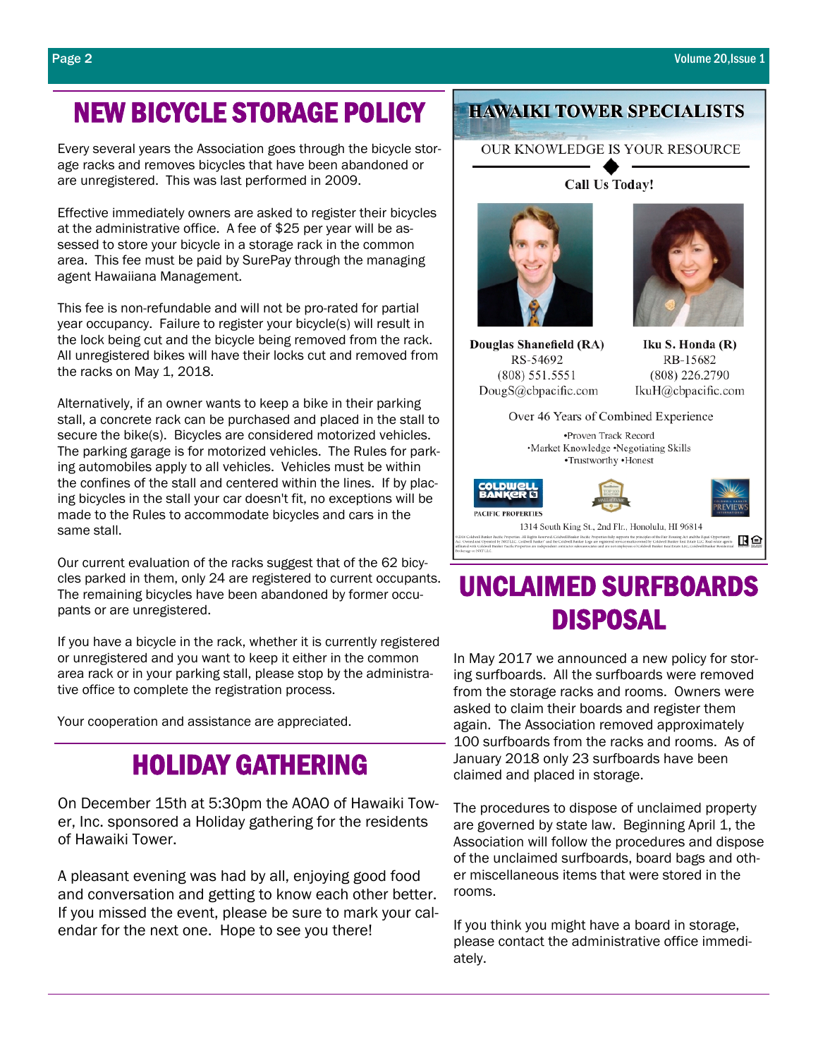## NEW BICYCLE STORAGE POLICY

Every several years the Association goes through the bicycle storage racks and removes bicycles that have been abandoned or are unregistered. This was last performed in 2009.

Effective immediately owners are asked to register their bicycles at the administrative office. A fee of $25 per year will be assessed to store your bicycle in a storage rack in the common area. This fee must be paid by SurePay through the managing agent Hawaiiana Management.

This fee is non-refundable and will not be pro-rated for partial year occupancy. Failure to register your bicycle(s) will result in the lock being cut and the bicycle being removed from the rack. All unregistered bikes will have their locks cut and removed from the racks on May 1, 2018.

Alternatively, if an owner wants to keep a bike in their parking stall, a concrete rack can be purchased and placed in the stall to secure the bike(s). Bicycles are considered motorized vehicles. The parking garage is for motorized vehicles. The Rules for parking automobiles apply to all vehicles. Vehicles must be within the confines of the stall and centered within the lines. If by placing bicycles in the stall your car doesn't fit, no exceptions will be made to the Rules to accommodate bicycles and cars in the same stall.

Our current evaluation of the racks suggest that of the 62 bicycles parked in them, only 24 are registered to current occupants. The remaining bicycles have been abandoned by former occupants or are unregistered.

If you have a bicycle in the rack, whether it is currently registered or unregistered and you want to keep it either in the common area rack or in your parking stall, please stop by the administrative office to complete the registration process.

Your cooperation and assistance are appreciated.

## HOLIDAY GATHERING

On December 15th at 5:30pm the AOAO of Hawaiki Tower, Inc. sponsored a Holiday gathering for the residents of Hawaiki Tower.

A pleasant evening was had by all, enjoying good food and conversation and getting to know each other better. If you missed the event, please be sure to mark your calendar for the next one. Hope to see you there!

**HAWAIKI TOWER SPECIALISTS**

OUR KNOWLEDGE IS YOUR RESOURCE

**Call Us Today!**

**Douglas Shanefield (RA)**
RS-54692
(808) 551.5551
DougS@cbpacific.com

**Iku S. Honda (R)**
RB-15682
(808) 226.2790
IkuH@cbpacific.com

Over 46 Years of Combined Experience

•Proven Track Record
•Market Knowledge •Negotiating Skills
•Trustworthy •Honest

COLDWELL BANKER PACIFIC PROPERTIES

1314 South King St., 2nd Flr., Honolulu, HI 96814

## UNCLAIMED SURFBOARDS DISPOSAL

In May 2017 we announced a new policy for storing surfboards. All the surfboards were removed from the storage racks and rooms. Owners were asked to claim their boards and register them again. The Association removed approximately 100 surfboards from the racks and rooms. As of January 2018 only 23 surfboards have been claimed and placed in storage.

The procedures to dispose of unclaimed property are governed by state law. Beginning April 1, the Association will follow the procedures and dispose of the unclaimed surfboards, board bags and other miscellaneous items that were stored in the rooms.

If you think you might have a board in storage, please contact the administrative office immediately.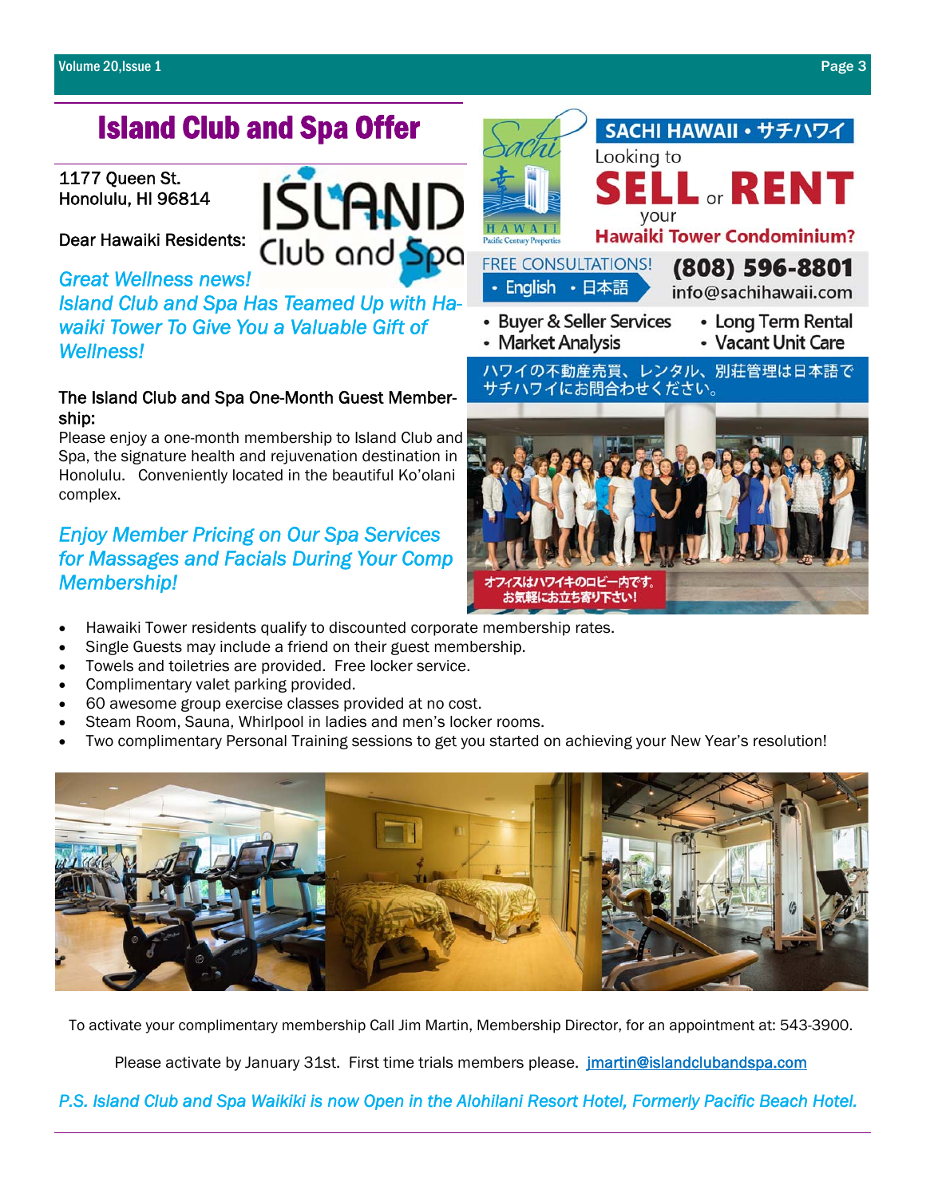# Island Club and Spa Offer

1177 Queen St.
Honolulu, HI 96814

Dear Hawaiki Residents:

*Great Wellness news!*
*Island Club and Spa Has Teamed Up with Hawaiki Tower To Give You a Valuable Gift of Wellness!*

**The Island Club and Spa One-Month Guest Membership:**
Please enjoy a one-month membership to Island Club and Spa, the signature health and rejuvenation destination in Honolulu. Conveniently located in the beautiful Ko'olani complex.

*Enjoy Member Pricing on Our Spa Services for Massages and Facials During Your Comp Membership!*

- Hawaiki Tower residents qualify to discounted corporate membership rates.
- Single Guests may include a friend on their guest membership.
- Towels and toiletries are provided. Free locker service.
- Complimentary valet parking provided.
- 60 awesome group exercise classes provided at no cost.
- Steam Room, Sauna, Whirlpool in ladies and men's locker rooms.
- Two complimentary Personal Training sessions to get you started on achieving your New Year's resolution!

To activate your complimentary membership Call Jim Martin, Membership Director, for an appointment at: 543-3900.

Please activate by January 31st. First time trials members please. jmartin@islandclubandspa.com

*P.S. Island Club and Spa Waikiki is now Open in the Alohilani Resort Hotel, Formerly Pacific Beach Hotel.*

---

**SACHI HAWAII • サチハワイ**

Looking to **SELL** or **RENT** your **Hawaiki Tower Condominium?**

FREE CONSULTATIONS!
- English
- 日本語

**(808) 596-8801**
info@sachihawaii.com

- Buyer & Seller Services
- Market Analysis
- Long Term Rental
- Vacant Unit Care

ハワイの不動産売買、レンタル、別荘管理は日本語でサチハワイにお問合わせください。

オフィスはハワイキのロビー内です。お気軽にお立ち寄り下さい!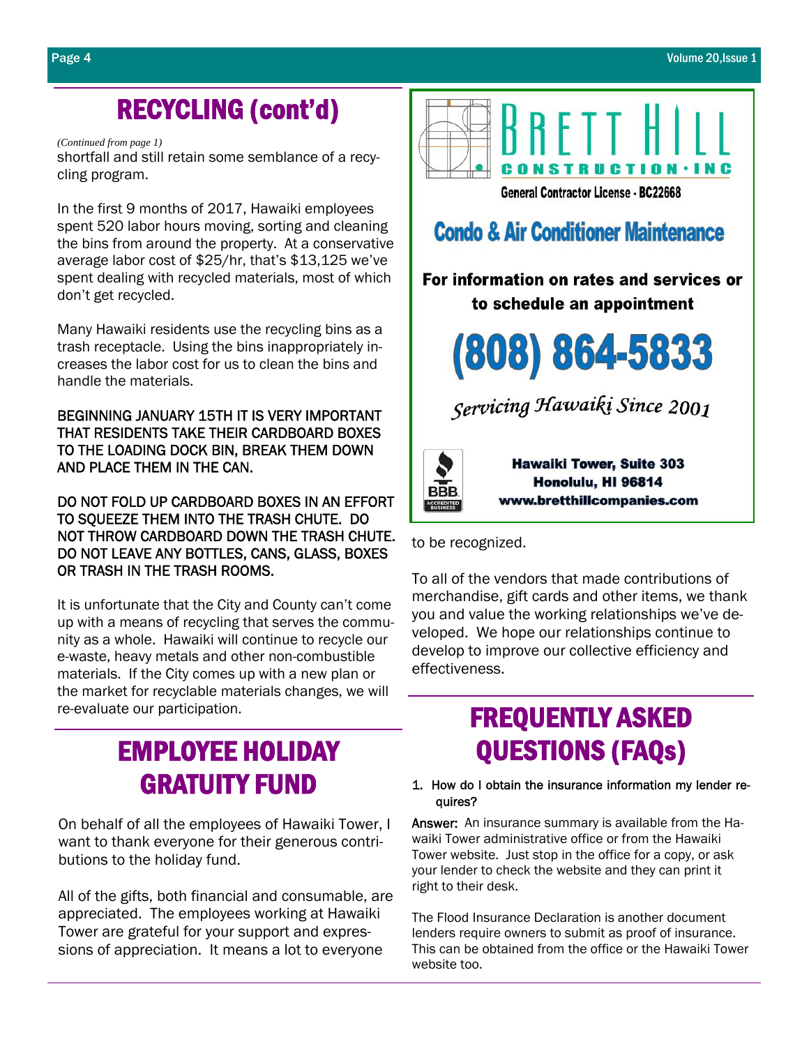## RECYCLING (cont'd)

*(Continued from page 1)*

shortfall and still retain some semblance of a recycling program.

In the first 9 months of 2017, Hawaiki employees spent 520 labor hours moving, sorting and cleaning the bins from around the property. At a conservative average labor cost of $25/hr, that's $13,125 we've spent dealing with recycled materials, most of which don't get recycled.

Many Hawaiki residents use the recycling bins as a trash receptacle. Using the bins inappropriately increases the labor cost for us to clean the bins and handle the materials.

BEGINNING JANUARY 15TH IT IS VERY IMPORTANT THAT RESIDENTS TAKE THEIR CARDBOARD BOXES TO THE LOADING DOCK BIN, BREAK THEM DOWN AND PLACE THEM IN THE CAN.

DO NOT FOLD UP CARDBOARD BOXES IN AN EFFORT TO SQUEEZE THEM INTO THE TRASH CHUTE. DO NOT THROW CARDBOARD DOWN THE TRASH CHUTE. DO NOT LEAVE ANY BOTTLES, CANS, GLASS, BOXES OR TRASH IN THE TRASH ROOMS.

It is unfortunate that the City and County can't come up with a means of recycling that serves the community as a whole. Hawaiki will continue to recycle our e-waste, heavy metals and other non-combustible materials. If the City comes up with a new plan or the market for recyclable materials changes, we will re-evaluate our participation.

## EMPLOYEE HOLIDAY GRATUITY FUND

On behalf of all the employees of Hawaiki Tower, I want to thank everyone for their generous contributions to the holiday fund.

All of the gifts, both financial and consumable, are appreciated. The employees working at Hawaiki Tower are grateful for your support and expressions of appreciation. It means a lot to everyone to be recognized.

To all of the vendors that made contributions of merchandise, gift cards and other items, we thank you and value the working relationships we've developed. We hope our relationships continue to develop to improve our collective efficiency and effectiveness.

**BRETT HILL CONSTRUCTION · INC**

General Contractor License - BC22668

**Condo & Air Conditioner Maintenance**

**For information on rates and services or to schedule an appointment**

**(808) 864-5833**

*Servicing Hawaiki Since 2001*

BBB ACCREDITED BUSINESS

**Hawaiki Tower, Suite 303**
**Honolulu, HI 96814**
**www.bretthillcompanies.com**

## FREQUENTLY ASKED QUESTIONS (FAQs)

1. How do I obtain the insurance information my lender requires?

**Answer:** An insurance summary is available from the Hawaiki Tower administrative office or from the Hawaiki Tower website. Just stop in the office for a copy, or ask your lender to check the website and they can print it right to their desk.

The Flood Insurance Declaration is another document lenders require owners to submit as proof of insurance. This can be obtained from the office or the Hawaiki Tower website too.